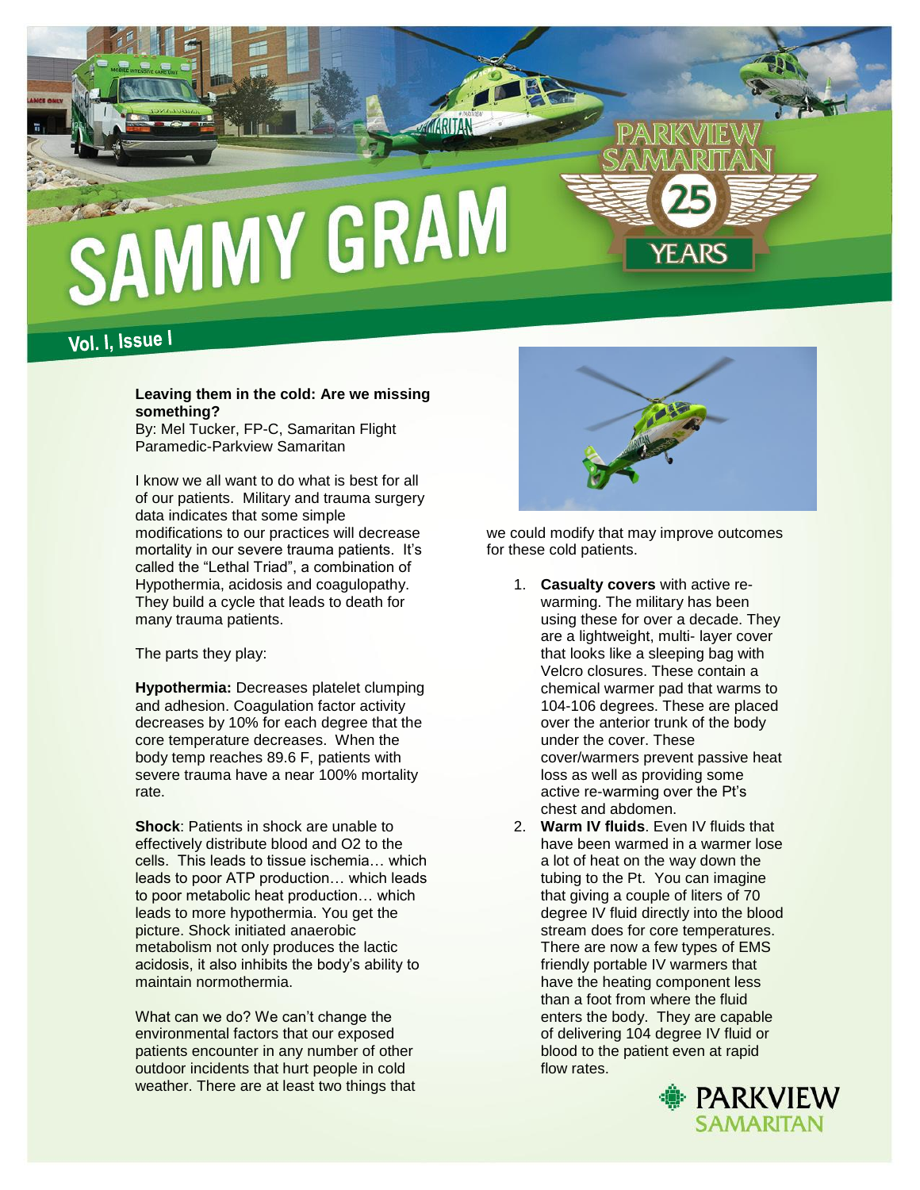# SAMMY GRAM

Vol. I, Issue I

**Leaving them in the cold: Are we missing something?**
By: Mel Tucker, FP-C, Samaritan Flight Paramedic-Parkview Samaritan

I know we all want to do what is best for all of our patients. Military and trauma surgery data indicates that some simple modifications to our practices will decrease mortality in our severe trauma patients. It's called the "Lethal Triad", a combination of Hypothermia, acidosis and coagulopathy. They build a cycle that leads to death for many trauma patients.

The parts they play:

**Hypothermia:** Decreases platelet clumping and adhesion. Coagulation factor activity decreases by 10% for each degree that the core temperature decreases. When the body temp reaches 89.6 F, patients with severe trauma have a near 100% mortality rate.

**Shock**: Patients in shock are unable to effectively distribute blood and O2 to the cells. This leads to tissue ischemia… which leads to poor ATP production… which leads to poor metabolic heat production… which leads to more hypothermia. You get the picture. Shock initiated anaerobic metabolism not only produces the lactic acidosis, it also inhibits the body's ability to maintain normothermia.

What can we do? We can't change the environmental factors that our exposed patients encounter in any number of other outdoor incidents that hurt people in cold weather. There are at least two things that we could modify that may improve outcomes for these cold patients.

1. **Casualty covers** with active re-warming. The military has been using these for over a decade. They are a lightweight, multi- layer cover that looks like a sleeping bag with Velcro closures. These contain a chemical warmer pad that warms to 104-106 degrees. These are placed over the anterior trunk of the body under the cover. These cover/warmers prevent passive heat loss as well as providing some active re-warming over the Pt's chest and abdomen.
2. **Warm IV fluids**. Even IV fluids that have been warmed in a warmer lose a lot of heat on the way down the tubing to the Pt. You can imagine that giving a couple of liters of 70 degree IV fluid directly into the blood stream does for core temperatures. There are now a few types of EMS friendly portable IV warmers that have the heating component less than a foot from where the fluid enters the body. They are capable of delivering 104 degree IV fluid or blood to the patient even at rapid flow rates.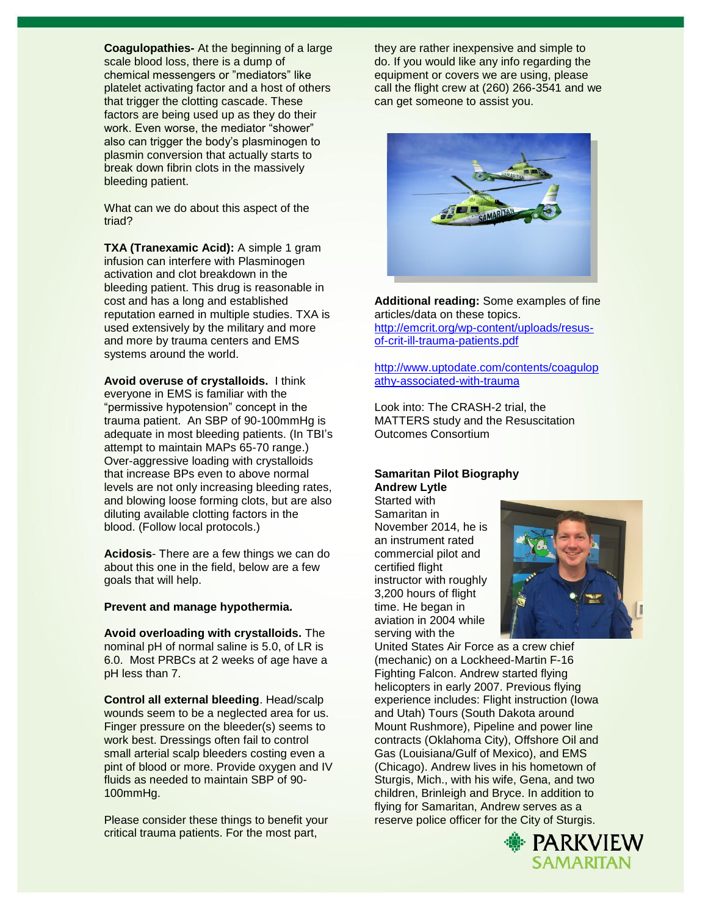**Coagulopathies-** At the beginning of a large scale blood loss, there is a dump of chemical messengers or "mediators" like platelet activating factor and a host of others that trigger the clotting cascade. These factors are being used up as they do their work. Even worse, the mediator "shower" also can trigger the body's plasminogen to plasmin conversion that actually starts to break down fibrin clots in the massively bleeding patient.

What can we do about this aspect of the triad?

**TXA (Tranexamic Acid):** A simple 1 gram infusion can interfere with Plasminogen activation and clot breakdown in the bleeding patient. This drug is reasonable in cost and has a long and established reputation earned in multiple studies. TXA is used extensively by the military and more and more by trauma centers and EMS systems around the world.

**Avoid overuse of crystalloids.** I think everyone in EMS is familiar with the "permissive hypotension" concept in the trauma patient. An SBP of 90-100mmHg is adequate in most bleeding patients. (In TBI's attempt to maintain MAPs 65-70 range.) Over-aggressive loading with crystalloids that increase BPs even to above normal levels are not only increasing bleeding rates, and blowing loose forming clots, but are also diluting available clotting factors in the blood. (Follow local protocols.)

**Acidosis**- There are a few things we can do about this one in the field, below are a few goals that will help.

**Prevent and manage hypothermia.**

**Avoid overloading with crystalloids.** The nominal pH of normal saline is 5.0, of LR is 6.0. Most PRBCs at 2 weeks of age have a pH less than 7.

**Control all external bleeding**. Head/scalp wounds seem to be a neglected area for us. Finger pressure on the bleeder(s) seems to work best. Dressings often fail to control small arterial scalp bleeders costing even a pint of blood or more. Provide oxygen and IV fluids as needed to maintain SBP of 90-100mmHg.

Please consider these things to benefit your critical trauma patients. For the most part, they are rather inexpensive and simple to do. If you would like any info regarding the equipment or covers we are using, please call the flight crew at (260) 266-3541 and we can get someone to assist you.

**Additional reading:** Some examples of fine articles/data on these topics.
http://emcrit.org/wp-content/uploads/resus-of-crit-ill-trauma-patients.pdf

http://www.uptodate.com/contents/coagulopathy-associated-with-trauma

Look into: The CRASH-2 trial, the MATTERS study and the Resuscitation Outcomes Consortium

**Samaritan Pilot Biography**
**Andrew Lytle**

Started with Samaritan in November 2014, he is an instrument rated commercial pilot and certified flight instructor with roughly 3,200 hours of flight time. He began in aviation in 2004 while serving with the United States Air Force as a crew chief (mechanic) on a Lockheed-Martin F-16 Fighting Falcon. Andrew started flying helicopters in early 2007. Previous flying experience includes: Flight instruction (Iowa and Utah) Tours (South Dakota around Mount Rushmore), Pipeline and power line contracts (Oklahoma City), Offshore Oil and Gas (Louisiana/Gulf of Mexico), and EMS (Chicago). Andrew lives in his hometown of Sturgis, Mich., with his wife, Gena, and two children, Brinleigh and Bryce. In addition to flying for Samaritan, Andrew serves as a reserve police officer for the City of Sturgis.

PARKVIEW SAMARITAN